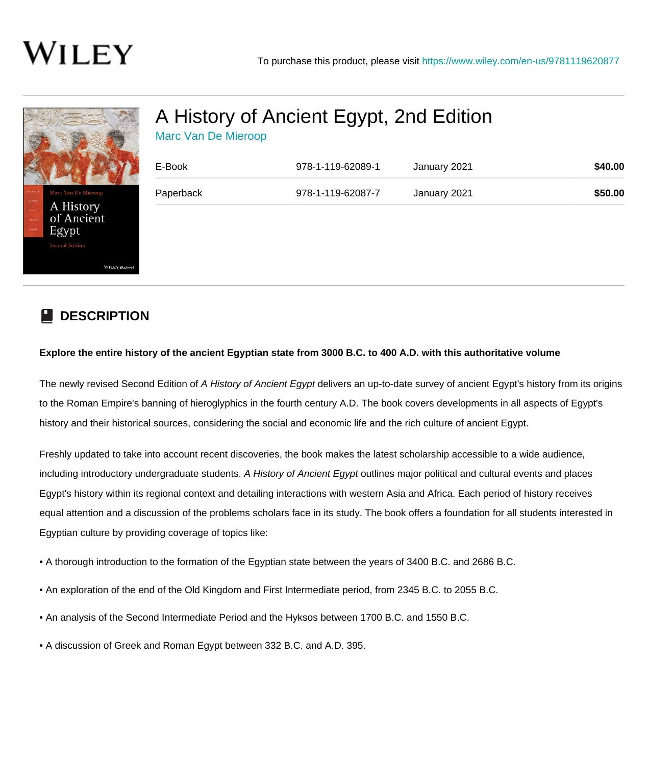WILEY

To purchase this product, please visit https://www.wiley.com/en-us/9781119620877

# A History of Ancient Egypt, 2nd Edition

Marc Van De Mieroop

| E-Book | 978-1-119-62089-1 | January 2021 | **$40.00** |
|---|---|---|---|
| Paperback | 978-1-119-62087-7 | January 2021 | **$50.00** |

## DESCRIPTION

**Explore the entire history of the ancient Egyptian state from 3000 B.C. to 400 A.D. with this authoritative volume**

The newly revised Second Edition of *A History of Ancient Egypt* delivers an up-to-date survey of ancient Egypt's history from its origins to the Roman Empire's banning of hieroglyphics in the fourth century A.D. The book covers developments in all aspects of Egypt's history and their historical sources, considering the social and economic life and the rich culture of ancient Egypt.

Freshly updated to take into account recent discoveries, the book makes the latest scholarship accessible to a wide audience, including introductory undergraduate students. *A History of Ancient Egypt* outlines major political and cultural events and places Egypt's history within its regional context and detailing interactions with western Asia and Africa. Each period of history receives equal attention and a discussion of the problems scholars face in its study. The book offers a foundation for all students interested in Egyptian culture by providing coverage of topics like:

• A thorough introduction to the formation of the Egyptian state between the years of 3400 B.C. and 2686 B.C.

• An exploration of the end of the Old Kingdom and First Intermediate period, from 2345 B.C. to 2055 B.C.

• An analysis of the Second Intermediate Period and the Hyksos between 1700 B.C. and 1550 B.C.

• A discussion of Greek and Roman Egypt between 332 B.C. and A.D. 395.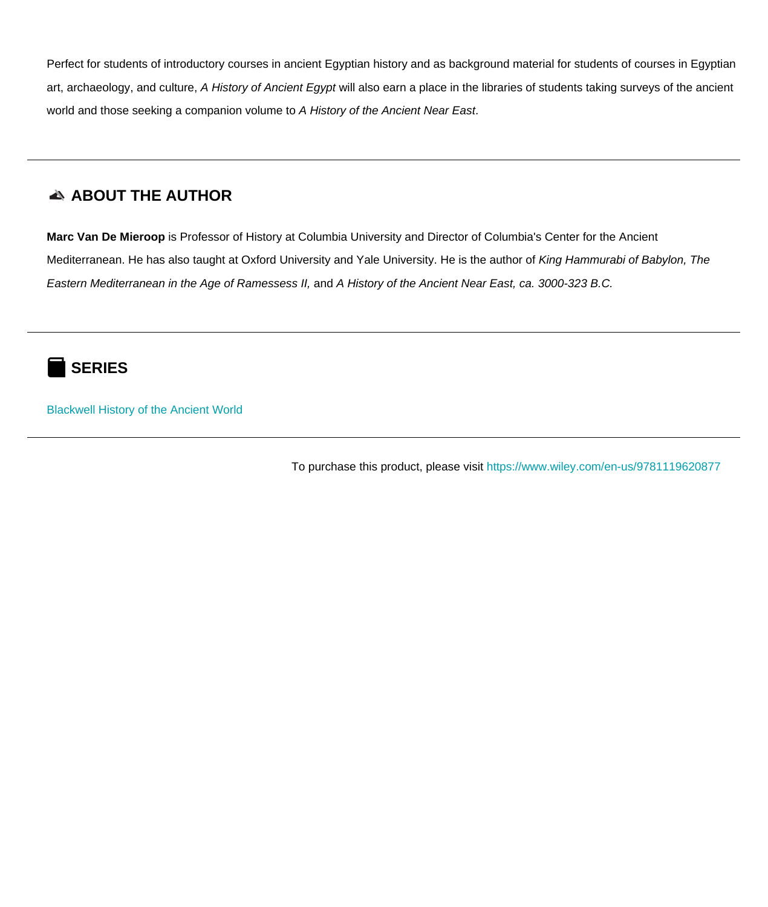Perfect for students of introductory courses in ancient Egyptian history and as background material for students of courses in Egyptian art, archaeology, and culture, *A History of Ancient Egypt* will also earn a place in the libraries of students taking surveys of the ancient world and those seeking a companion volume to *A History of the Ancient Near East*.

---

## ABOUT THE AUTHOR

**Marc Van De Mieroop** is Professor of History at Columbia University and Director of Columbia's Center for the Ancient Mediterranean. He has also taught at Oxford University and Yale University. He is the author of *King Hammurabi of Babylon, The Eastern Mediterranean in the Age of Ramessess II,* and *A History of the Ancient Near East, ca. 3000-323 B.C.*

---

## SERIES

Blackwell History of the Ancient World

---

To purchase this product, please visit https://www.wiley.com/en-us/9781119620877